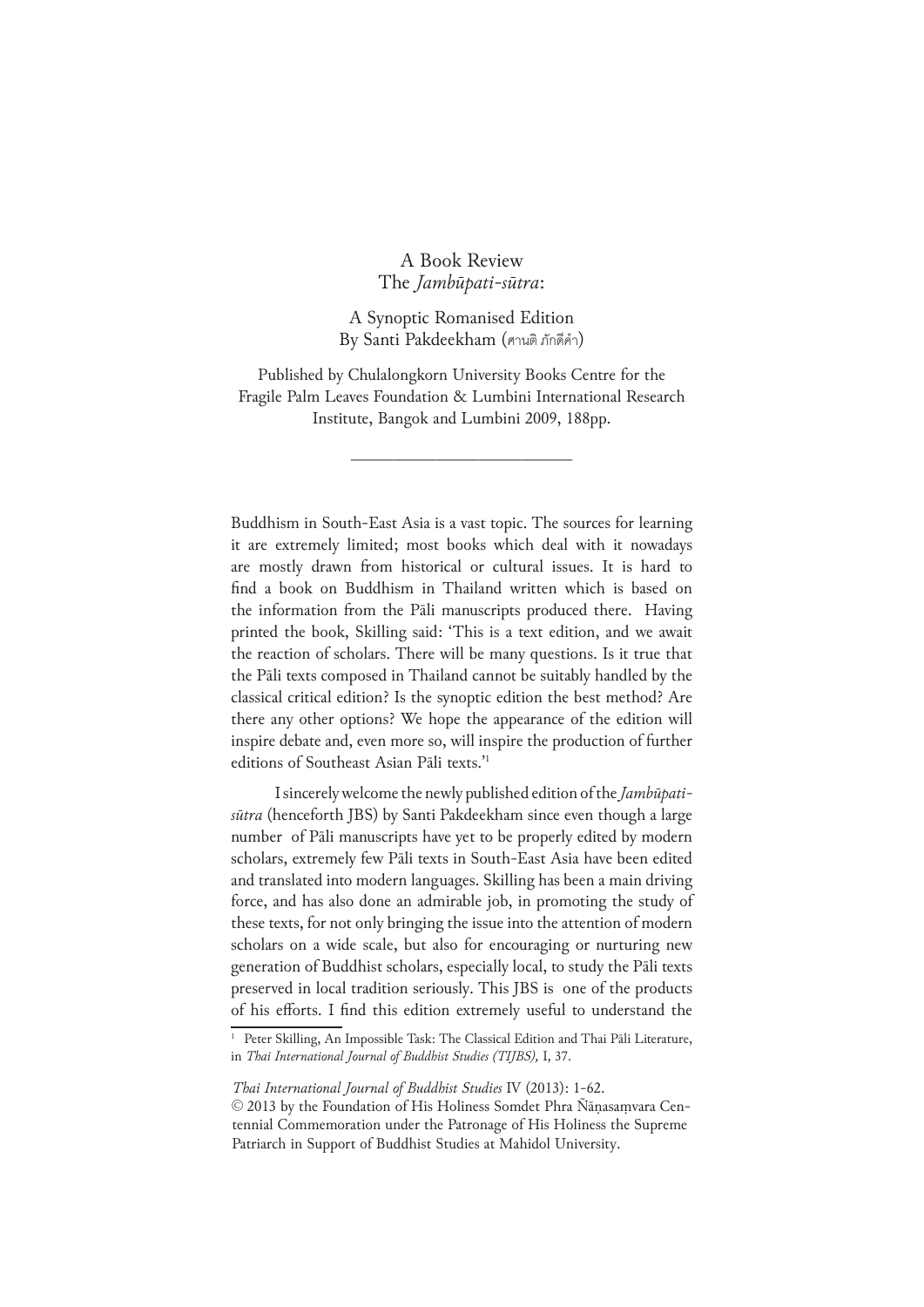# A Book Review
## The *Jambūpati-sūtra*:

A Synoptic Romanised Edition
By Santi Pakdeekham (ศานติ ภักดีคำ)

Published by Chulalongkorn University Books Centre for the Fragile Palm Leaves Foundation & Lumbini International Research Institute, Bangok and Lumbini 2009, 188pp.

---

Buddhism in South-East Asia is a vast topic. The sources for learning it are extremely limited; most books which deal with it nowadays are mostly drawn from historical or cultural issues. It is hard to find a book on Buddhism in Thailand written which is based on the information from the Pāli manuscripts produced there. Having printed the book, Skilling said: 'This is a text edition, and we await the reaction of scholars. There will be many questions. Is it true that the Pāli texts composed in Thailand cannot be suitably handled by the classical critical edition? Is the synoptic edition the best method? Are there any other options? We hope the appearance of the edition will inspire debate and, even more so, will inspire the production of further editions of Southeast Asian Pāli texts.'[1]

I sincerely welcome the newly published edition of the *Jambūpati-sūtra* (henceforth JBS) by Santi Pakdeekham since even though a large number of Pāli manuscripts have yet to be properly edited by modern scholars, extremely few Pāli texts in South-East Asia have been edited and translated into modern languages. Skilling has been a main driving force, and has also done an admirable job, in promoting the study of these texts, for not only bringing the issue into the attention of modern scholars on a wide scale, but also for encouraging or nurturing new generation of Buddhist scholars, especially local, to study the Pāli texts preserved in local tradition seriously. This JBS is one of the products of his efforts. I find this edition extremely useful to understand the

[1] Peter Skilling, An Impossible Task: The Classical Edition and Thai Pāli Literature, in *Thai International Journal of Buddhist Studies (TIJBS),* I, 37.

*Thai International Journal of Buddhist Studies* IV (2013): 1-62.
© 2013 by the Foundation of His Holiness Somdet Phra Ñāṇasaṃvara Centennial Commemoration under the Patronage of His Holiness the Supreme Patriarch in Support of Buddhist Studies at Mahidol University.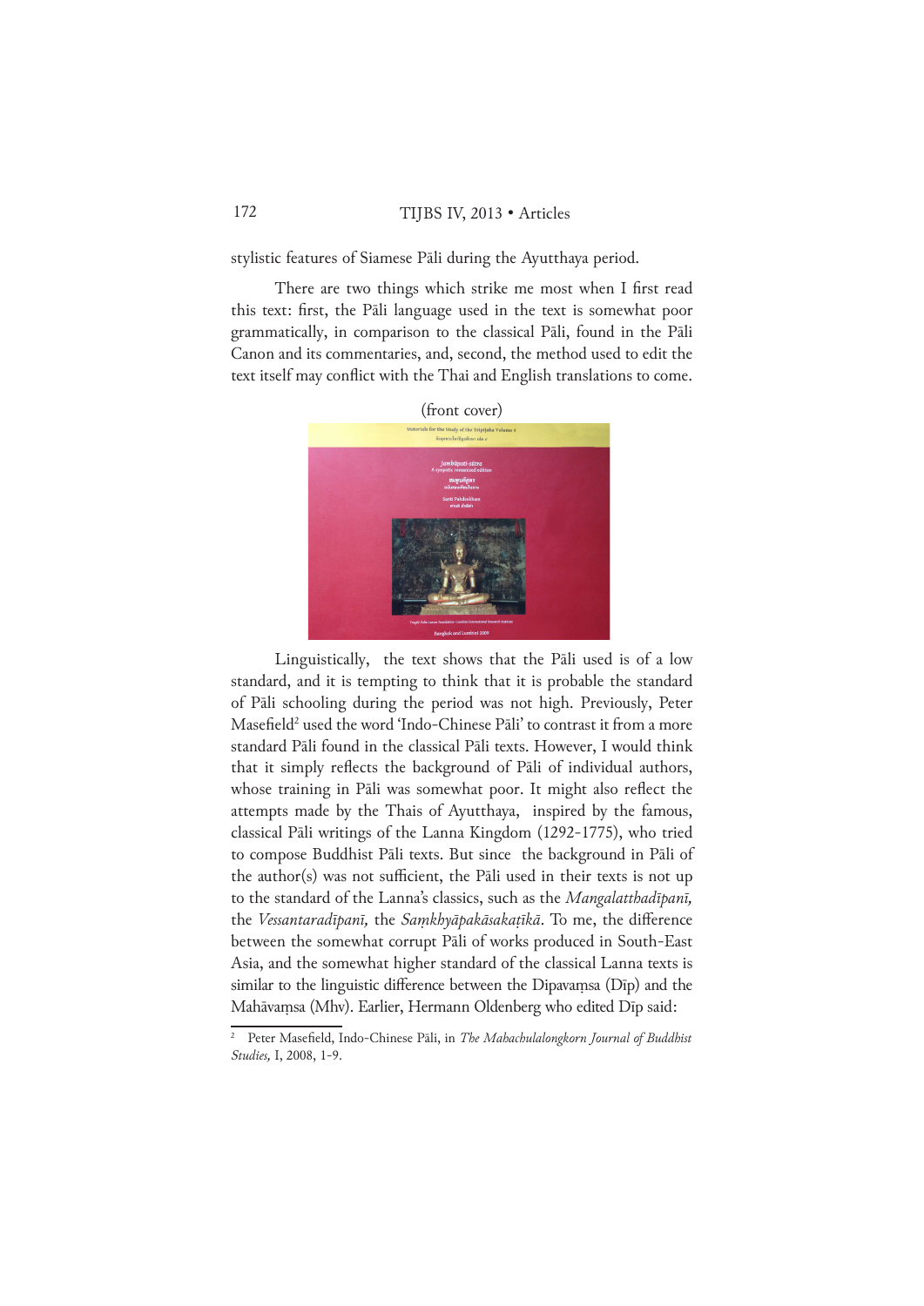stylistic features of Siamese Pāli during the Ayutthaya period.

There are two things which strike me most when I first read this text: first, the Pāli language used in the text is somewhat poor grammatically, in comparison to the classical Pāli, found in the Pāli Canon and its commentaries, and, second, the method used to edit the text itself may conflict with the Thai and English translations to come.

(front cover)

Linguistically, the text shows that the Pāli used is of a low standard, and it is tempting to think that it is probable the standard of Pāli schooling during the period was not high. Previously, Peter Masefield[2] used the word 'Indo-Chinese Pāli' to contrast it from a more standard Pāli found in the classical Pāli texts. However, I would think that it simply reflects the background of Pāli of individual authors, whose training in Pāli was somewhat poor. It might also reflect the attempts made by the Thais of Ayutthaya, inspired by the famous, classical Pāli writings of the Lanna Kingdom (1292-1775), who tried to compose Buddhist Pāli texts. But since the background in Pāli of the author(s) was not sufficient, the Pāli used in their texts is not up to the standard of the Lanna's classics, such as the *Mangalatthadīpanī,* the *Vessantaradīpanī,* the *Saṃkhyāpakāsakaṭīkā*. To me, the difference between the somewhat corrupt Pāli of works produced in South-East Asia, and the somewhat higher standard of the classical Lanna texts is similar to the linguistic difference between the Dipavaṃsa (Dīp) and the Mahāvaṃsa (Mhv). Earlier, Hermann Oldenberg who edited Dīp said:

[2] Peter Masefield, Indo-Chinese Pāli, in *The Mahachulalongkorn Journal of Buddhist Studies,* I, 2008, 1-9.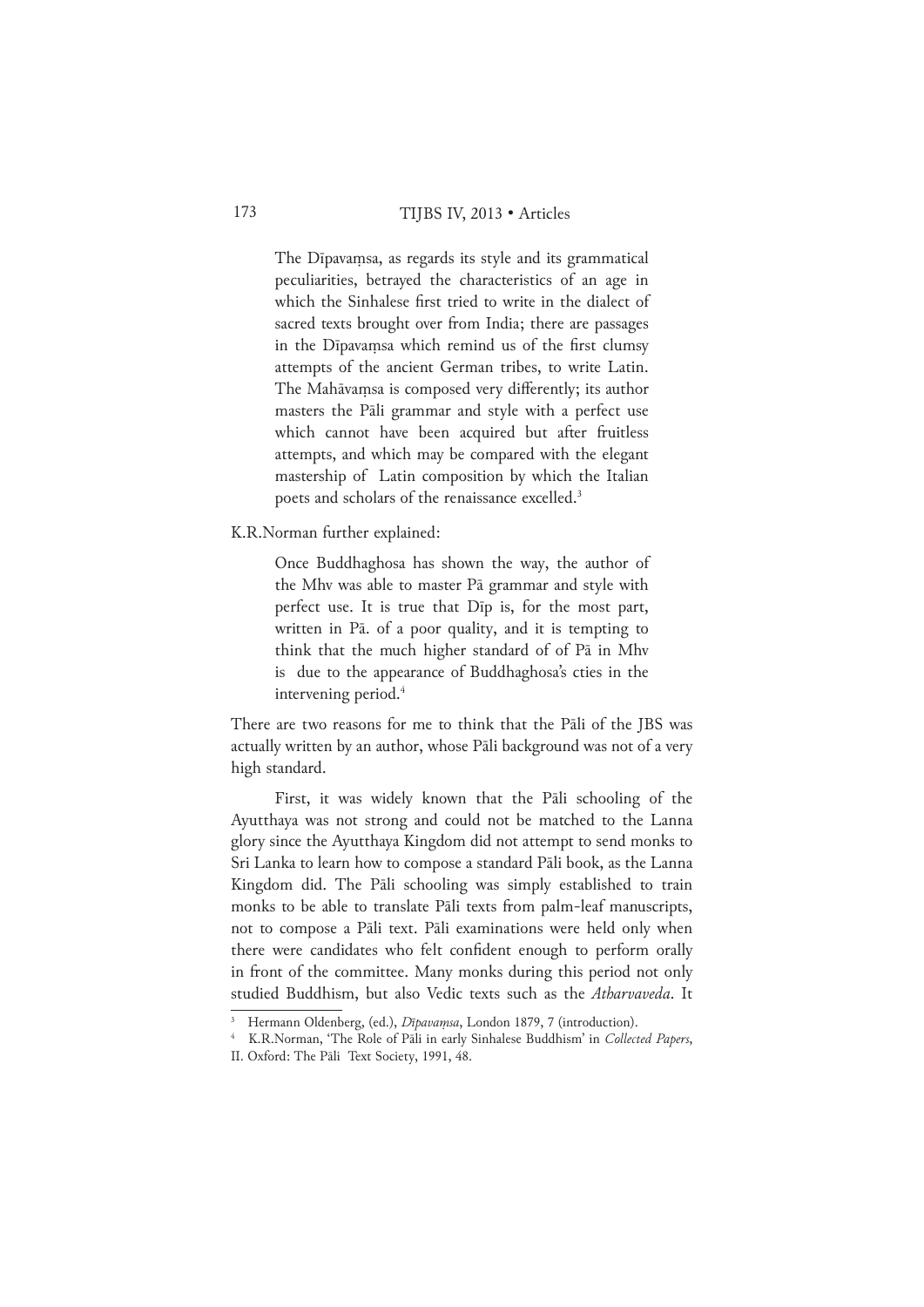> The Dīpavaṃsa, as regards its style and its grammatical peculiarities, betrayed the characteristics of an age in which the Sinhalese first tried to write in the dialect of sacred texts brought over from India; there are passages in the Dīpavaṃsa which remind us of the first clumsy attempts of the ancient German tribes, to write Latin. The Mahāvaṃsa is composed very differently; its author masters the Pāli grammar and style with a perfect use which cannot have been acquired but after fruitless attempts, and which may be compared with the elegant mastership of Latin composition by which the Italian poets and scholars of the renaissance excelled.[3]

K.R.Norman further explained:

> Once Buddhaghosa has shown the way, the author of the Mhv was able to master Pā grammar and style with perfect use. It is true that Dīp is, for the most part, written in Pā. of a poor quality, and it is tempting to think that the much higher standard of of Pā in Mhv is due to the appearance of Buddhaghosa's cties in the intervening period.[4]

There are two reasons for me to think that the Pāli of the JBS was actually written by an author, whose Pāli background was not of a very high standard.

First, it was widely known that the Pāli schooling of the Ayutthaya was not strong and could not be matched to the Lanna glory since the Ayutthaya Kingdom did not attempt to send monks to Sri Lanka to learn how to compose a standard Pāli book, as the Lanna Kingdom did. The Pāli schooling was simply established to train monks to be able to translate Pāli texts from palm-leaf manuscripts, not to compose a Pāli text. Pāli examinations were held only when there were candidates who felt confident enough to perform orally in front of the committee. Many monks during this period not only studied Buddhism, but also Vedic texts such as the *Atharvaveda*. It

---

[3] Hermann Oldenberg, (ed.), *Dīpavaṃsa*, London 1879, 7 (introduction).

[4] K.R.Norman, 'The Role of Pāli in early Sinhalese Buddhism' in *Collected Papers*, II. Oxford: The Pāli Text Society, 1991, 48.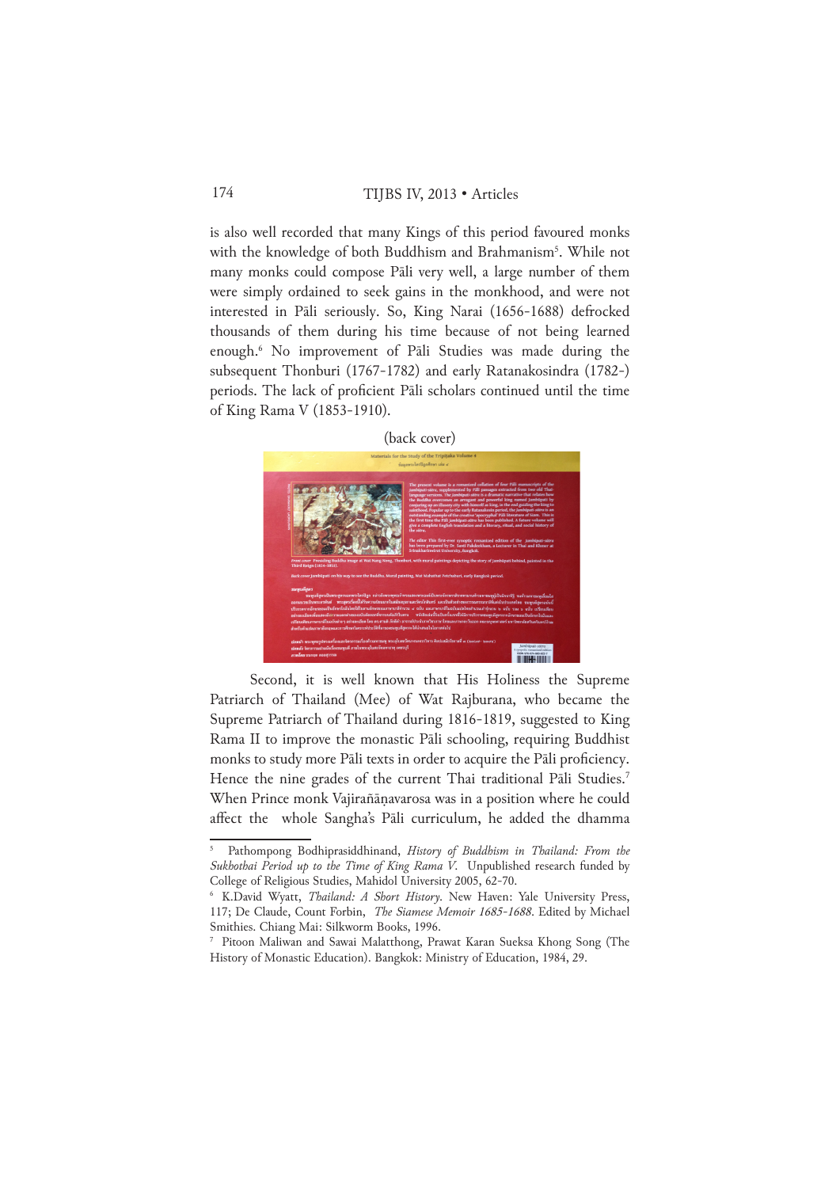is also well recorded that many Kings of this period favoured monks with the knowledge of both Buddhism and Brahmanism[5]. While not many monks could compose Pāli very well, a large number of them were simply ordained to seek gains in the monkhood, and were not interested in Pāli seriously. So, King Narai (1656-1688) defrocked thousands of them during his time because of not being learned enough.[6] No improvement of Pāli Studies was made during the subsequent Thonburi (1767-1782) and early Ratanakosindra (1782-) periods. The lack of proficient Pāli scholars continued until the time of King Rama V (1853-1910).

(back cover)

Second, it is well known that His Holiness the Supreme Patriarch of Thailand (Mee) of Wat Rajburana, who became the Supreme Patriarch of Thailand during 1816-1819, suggested to King Rama II to improve the monastic Pāli schooling, requiring Buddhist monks to study more Pāli texts in order to acquire the Pāli proficiency. Hence the nine grades of the current Thai traditional Pāli Studies.[7] When Prince monk Vajirañāṇavarosa was in a position where he could affect the whole Sangha's Pāli curriculum, he added the dhamma

---

[5] Pathompong Bodhiprasiddhinand, *History of Buddhism in Thailand: From the Sukhothai Period up to the Time of King Rama V.* Unpublished research funded by College of Religious Studies, Mahidol University 2005, 62-70.

[6] K.David Wyatt, *Thailand: A Short History*. New Haven: Yale University Press, 117; De Claude, Count Forbin, *The Siamese Memoir 1685-1688*. Edited by Michael Smithies. Chiang Mai: Silkworm Books, 1996.

[7] Pitoon Maliwan and Sawai Malatthong, Prawat Karan Sueksa Khong Song (The History of Monastic Education). Bangkok: Ministry of Education, 1984, 29.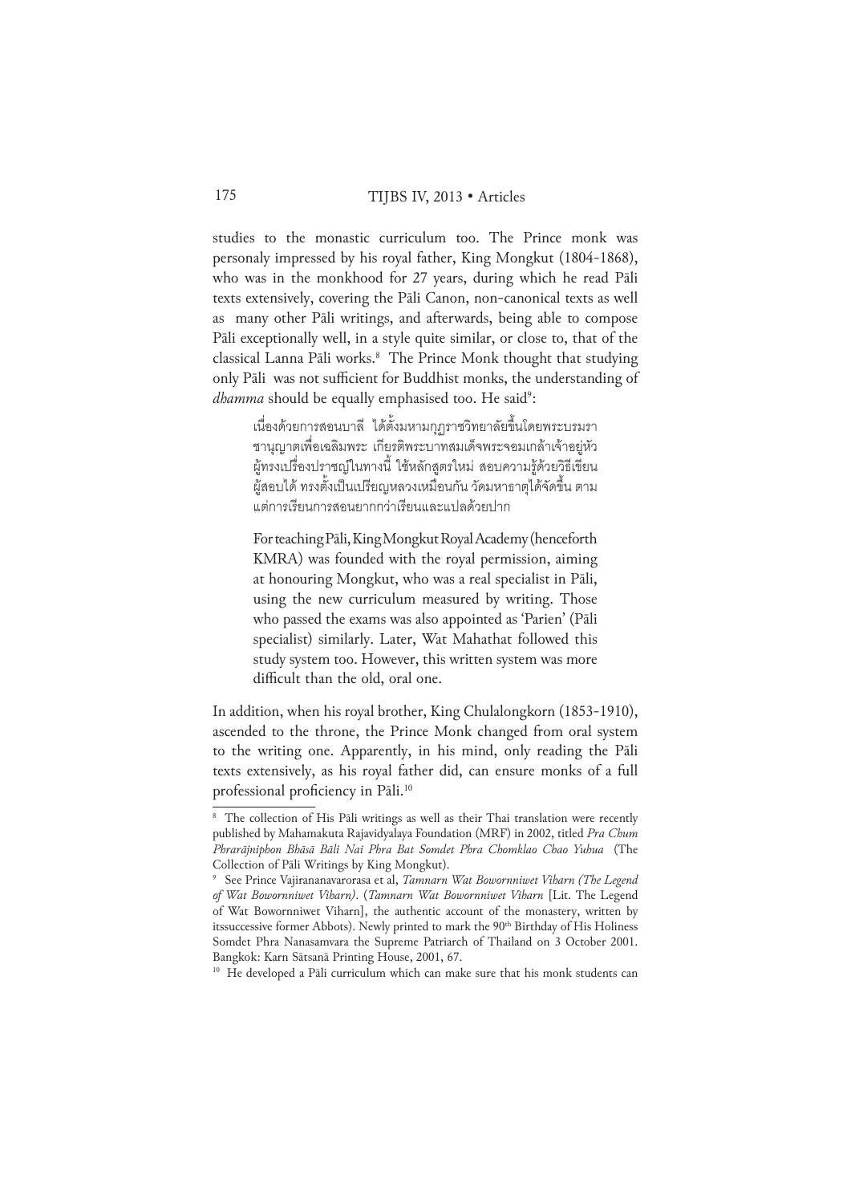studies to the monastic curriculum too. The Prince monk was personaly impressed by his royal father, King Mongkut (1804-1868), who was in the monkhood for 27 years, during which he read Pāli texts extensively, covering the Pāli Canon, non-canonical texts as well as many other Pāli writings, and afterwards, being able to compose Pāli exceptionally well, in a style quite similar, or close to, that of the classical Lanna Pāli works.[8] The Prince Monk thought that studying only Pāli was not sufficient for Buddhist monks, the understanding of *dhamma* should be equally emphasised too. He said[9]:

> เนื่องด้วยการสอนบาลี ได้ตั้งมหามกุฏราชวิทยาลัยขึ้นโดยพระบรมราชานุญาตเพื่อเฉลิมพระ เกียรติพระบาทสมเด็จพระจอมเกล้าเจ้าอยู่หัว ผู้ทรงเปรื่องปราชญ์ในทางนี้ ใช้หลักสูตรใหม่ สอบความรู้ด้วยวิธีเขียน ผู้สอบได้ ทรงตั้งเป็นเปรียญหลวงเหมือนกัน วัดมหาธาตุได้จัดขึ้น ตามแต่การเรียนการสอนยากกว่าเรียนและแปลด้วยปาก
>
> For teaching Pāli, King Mongkut Royal Academy (henceforth KMRA) was founded with the royal permission, aiming at honouring Mongkut, who was a real specialist in Pāli, using the new curriculum measured by writing. Those who passed the exams was also appointed as 'Parien' (Pāli specialist) similarly. Later, Wat Mahathat followed this study system too. However, this written system was more difficult than the old, oral one.

In addition, when his royal brother, King Chulalongkorn (1853-1910), ascended to the throne, the Prince Monk changed from oral system to the writing one. Apparently, in his mind, only reading the Pāli texts extensively, as his royal father did, can ensure monks of a full professional proficiency in Pāli.[10]

---

[8] The collection of His Pāli writings as well as their Thai translation were recently published by Mahamakuta Rajavidyalaya Foundation (MRF) in 2002, titled *Pra Chum Phrarājniphon Bhāsā Bāli Nai Phra Bat Somdet Phra Chomklao Chao Yuhua* (The Collection of Pāli Writings by King Mongkut).

[9] See Prince Vajirananavarorasa et al, *Tamnarn Wat Bowornniwet Viharn (The Legend of Wat Bowornniwet Viharn)*. (*Tamnarn Wat Bowornniwet Viharn* [Lit. The Legend of Wat Bowornniwet Viharn], the authentic account of the monastery, written by itssuccessive former Abbots). Newly printed to mark the 90th Birthday of His Holiness Somdet Phra Nanasamvara the Supreme Patriarch of Thailand on 3 October 2001. Bangkok: Karn Sātsanā Printing House, 2001, 67.

[10] He developed a Pāli curriculum which can make sure that his monk students can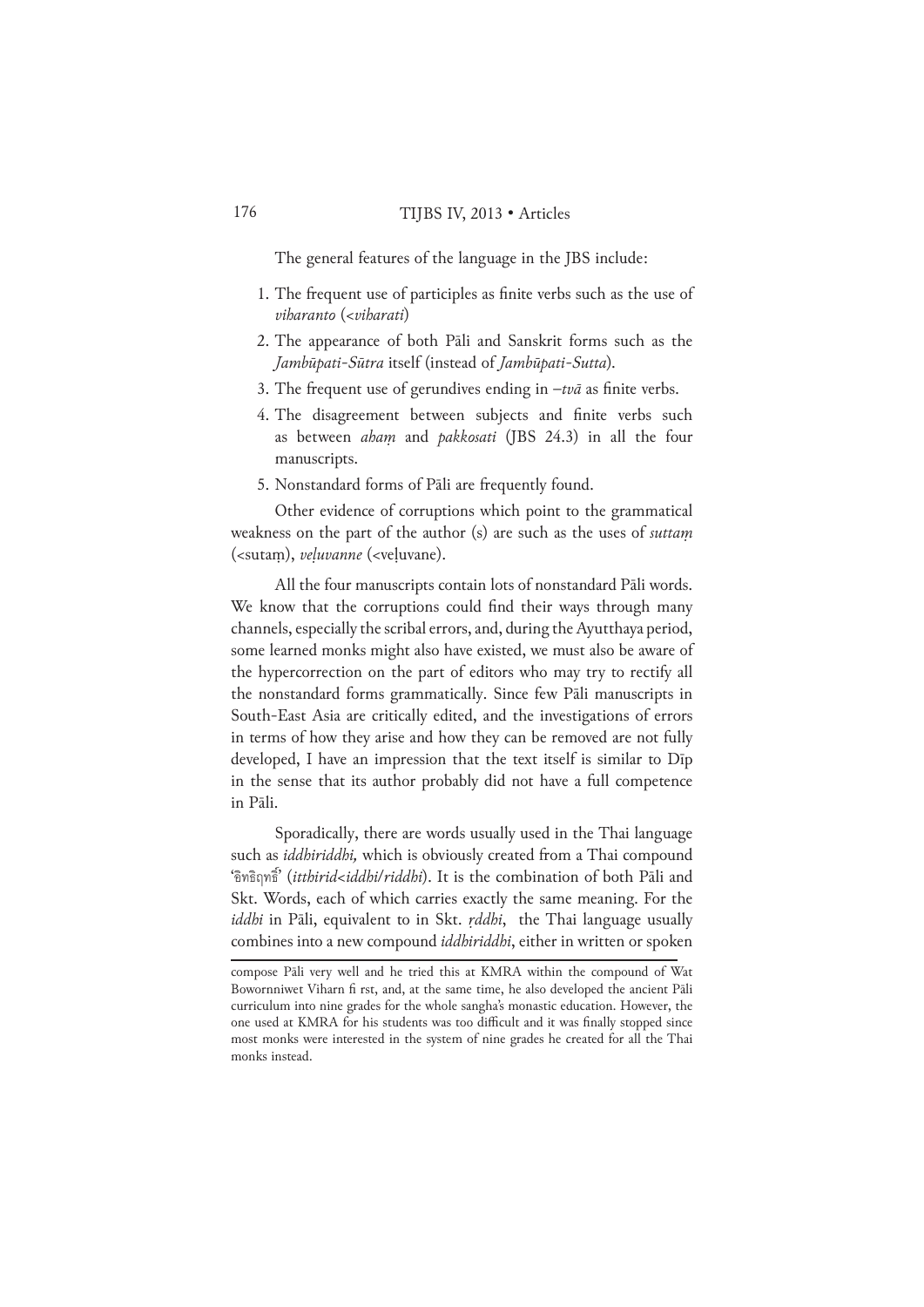The general features of the language in the JBS include:

1. The frequent use of participles as finite verbs such as the use of *viharanto* (<*viharati*)
2. The appearance of both Pāli and Sanskrit forms such as the *Jambūpati-Sūtra* itself (instead of *Jambūpati-Sutta*).
3. The frequent use of gerundives ending in –*tvā* as finite verbs.
4. The disagreement between subjects and finite verbs such as between *ahaṃ* and *pakkosati* (JBS 24.3) in all the four manuscripts.
5. Nonstandard forms of Pāli are frequently found.

Other evidence of corruptions which point to the grammatical weakness on the part of the author (s) are such as the uses of *suttaṃ* (<sutaṃ), *veḷuvanne* (<veḷuvane).

All the four manuscripts contain lots of nonstandard Pāli words. We know that the corruptions could find their ways through many channels, especially the scribal errors, and, during the Ayutthaya period, some learned monks might also have existed, we must also be aware of the hypercorrection on the part of editors who may try to rectify all the nonstandard forms grammatically. Since few Pāli manuscripts in South-East Asia are critically edited, and the investigations of errors in terms of how they arise and how they can be removed are not fully developed, I have an impression that the text itself is similar to Dīp in the sense that its author probably did not have a full competence in Pāli.

Sporadically, there are words usually used in the Thai language such as *iddhiriddhi,* which is obviously created from a Thai compound 'อิทธิฤทธิ์' (*itthirid*<*iddhi*/*riddhi*). It is the combination of both Pāli and Skt. Words, each of which carries exactly the same meaning. For the *iddhi* in Pāli, equivalent to in Skt. *ṛddhi*, the Thai language usually combines into a new compound *iddhiriddhi*, either in written or spoken

---

compose Pāli very well and he tried this at KMRA within the compound of Wat Bowornniwet Viharn fi rst, and, at the same time, he also developed the ancient Pāli curriculum into nine grades for the whole sangha's monastic education. However, the one used at KMRA for his students was too difficult and it was finally stopped since most monks were interested in the system of nine grades he created for all the Thai monks instead.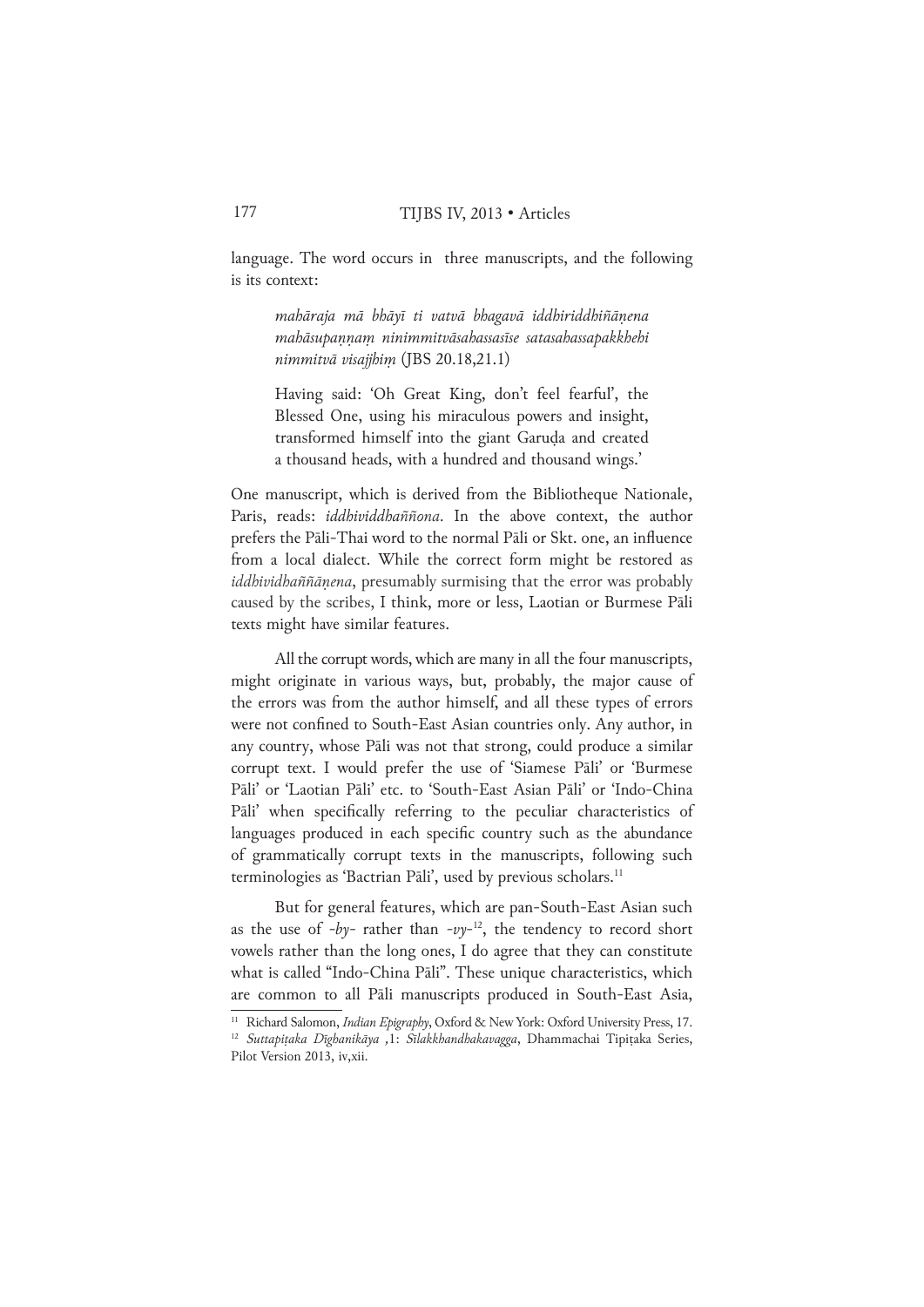language. The word occurs in  three manuscripts, and the following is its context:

> *mahāraja mā bhāyī ti vatvā bhagavā iddhiriddhiñāṇena mahāsupaṇṇaṃ ninimmitvāsahassasīse satasahassapakkhehi nimmitvā visajjhiṃ* (JBS 20.18,21.1)
>
> Having said: 'Oh Great King, don't feel fearful', the Blessed One, using his miraculous powers and insight, transformed himself into the giant Garuḍa and created a thousand heads, with a hundred and thousand wings.'

One manuscript, which is derived from the Bibliotheque Nationale, Paris, reads: *iddhividdhaññona*. In the above context, the author prefers the Pāli-Thai word to the normal Pāli or Skt. one, an influence from a local dialect. While the correct form might be restored as *iddhividhaññāṇena*, presumably surmising that the error was probably caused by the scribes, I think, more or less, Laotian or Burmese Pāli texts might have similar features.

All the corrupt words, which are many in all the four manuscripts, might originate in various ways, but, probably, the major cause of the errors was from the author himself, and all these types of errors were not confined to South-East Asian countries only. Any author, in any country, whose Pāli was not that strong, could produce a similar corrupt text. I would prefer the use of 'Siamese Pāli' or 'Burmese Pāli' or 'Laotian Pāli' etc. to 'South-East Asian Pāli' or 'Indo-China Pāli' when specifically referring to the peculiar characteristics of languages produced in each specific country such as the abundance of grammatically corrupt texts in the manuscripts, following such terminologies as 'Bactrian Pāli', used by previous scholars.[11]

But for general features, which are pan-South-East Asian such as the use of *-by-* rather than *-vy-*[12], the tendency to record short vowels rather than the long ones, I do agree that they can constitute what is called "Indo-China Pāli". These unique characteristics, which are common to all Pāli manuscripts produced in South-East Asia,

[11] Richard Salomon, *Indian Epigraphy*, Oxford & New York: Oxford University Press, 17.

[12] *Suttapiṭaka Dīghanikāya* ,1: *Sīlakkhandhakavagga*, Dhammachai Tipiṭaka Series, Pilot Version 2013, iv,xii.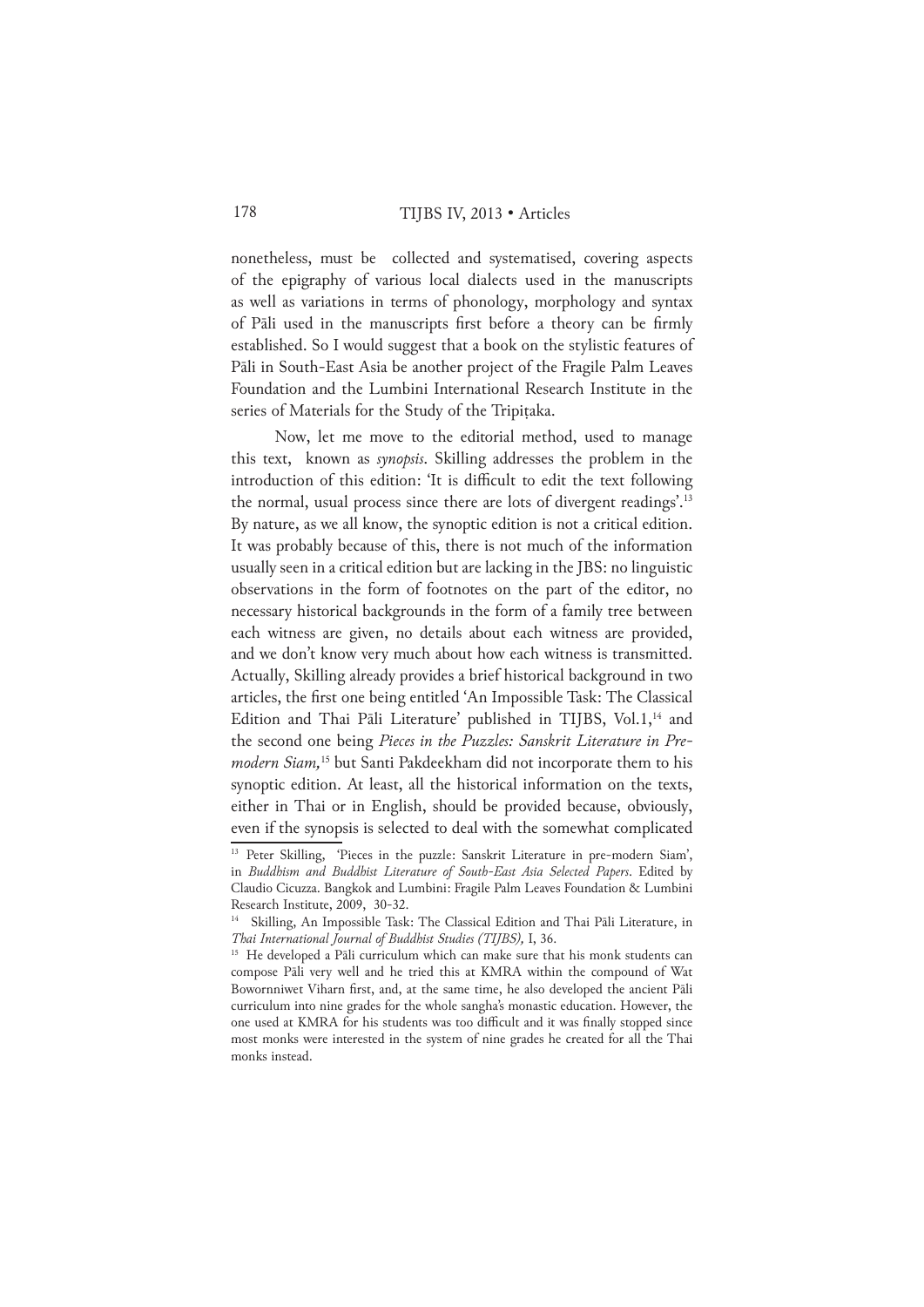nonetheless, must be collected and systematised, covering aspects of the epigraphy of various local dialects used in the manuscripts as well as variations in terms of phonology, morphology and syntax of Pāli used in the manuscripts first before a theory can be firmly established. So I would suggest that a book on the stylistic features of Pāli in South-East Asia be another project of the Fragile Palm Leaves Foundation and the Lumbini International Research Institute in the series of Materials for the Study of the Tripiṭaka.

Now, let me move to the editorial method, used to manage this text, known as *synopsis*. Skilling addresses the problem in the introduction of this edition: 'It is difficult to edit the text following the normal, usual process since there are lots of divergent readings'.[13] By nature, as we all know, the synoptic edition is not a critical edition. It was probably because of this, there is not much of the information usually seen in a critical edition but are lacking in the JBS: no linguistic observations in the form of footnotes on the part of the editor, no necessary historical backgrounds in the form of a family tree between each witness are given, no details about each witness are provided, and we don't know very much about how each witness is transmitted. Actually, Skilling already provides a brief historical background in two articles, the first one being entitled 'An Impossible Task: The Classical Edition and Thai Pāli Literature' published in TIJBS, Vol.1,[14] and the second one being *Pieces in the Puzzles: Sanskrit Literature in Pre-modern Siam,*[15] but Santi Pakdeekham did not incorporate them to his synoptic edition. At least, all the historical information on the texts, either in Thai or in English, should be provided because, obviously, even if the synopsis is selected to deal with the somewhat complicated

[13] Peter Skilling, 'Pieces in the puzzle: Sanskrit Literature in pre-modern Siam', in *Buddhism and Buddhist Literature of South-East Asia Selected Papers*. Edited by Claudio Cicuzza. Bangkok and Lumbini: Fragile Palm Leaves Foundation & Lumbini Research Institute, 2009, 30-32.

[14] Skilling, An Impossible Task: The Classical Edition and Thai Pāli Literature, in *Thai International Journal of Buddhist Studies (TIJBS),* I, 36.

[15] He developed a Pāli curriculum which can make sure that his monk students can compose Pāli very well and he tried this at KMRA within the compound of Wat Bowornniwet Viharn first, and, at the same time, he also developed the ancient Pāli curriculum into nine grades for the whole sangha's monastic education. However, the one used at KMRA for his students was too difficult and it was finally stopped since most monks were interested in the system of nine grades he created for all the Thai monks instead.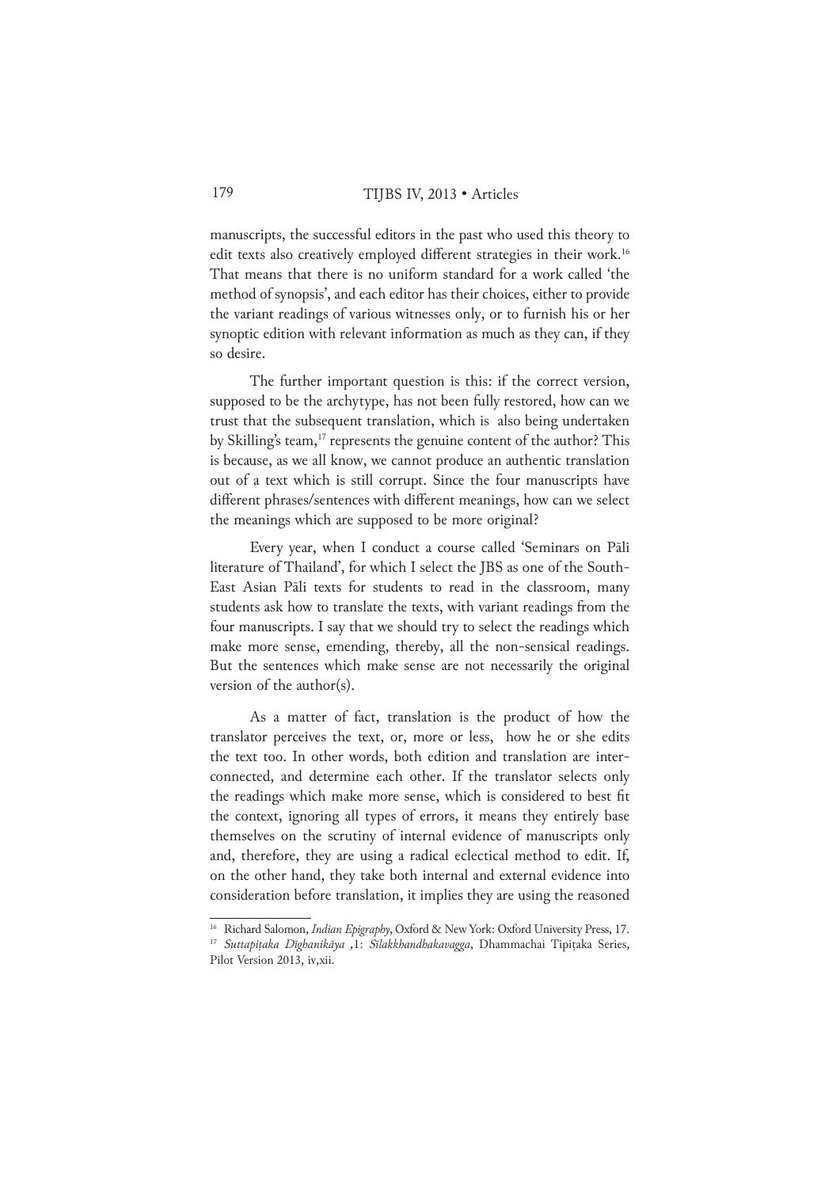manuscripts, the successful editors in the past who used this theory to edit texts also creatively employed different strategies in their work.[16] That means that there is no uniform standard for a work called 'the method of synopsis', and each editor has their choices, either to provide the variant readings of various witnesses only, or to furnish his or her synoptic edition with relevant information as much as they can, if they so desire.

The further important question is this: if the correct version, supposed to be the archytype, has not been fully restored, how can we trust that the subsequent translation, which is also being undertaken by Skilling's team,[17] represents the genuine content of the author? This is because, as we all know, we cannot produce an authentic translation out of a text which is still corrupt. Since the four manuscripts have different phrases/sentences with different meanings, how can we select the meanings which are supposed to be more original?

Every year, when I conduct a course called 'Seminars on Pāli literature of Thailand', for which I select the JBS as one of the South-East Asian Pāli texts for students to read in the classroom, many students ask how to translate the texts, with variant readings from the four manuscripts. I say that we should try to select the readings which make more sense, emending, thereby, all the non-sensical readings. But the sentences which make sense are not necessarily the original version of the author(s).

As a matter of fact, translation is the product of how the translator perceives the text, or, more or less, how he or she edits the text too. In other words, both edition and translation are inter-connected, and determine each other. If the translator selects only the readings which make more sense, which is considered to best fit the context, ignoring all types of errors, it means they entirely base themselves on the scrutiny of internal evidence of manuscripts only and, therefore, they are using a radical eclectical method to edit. If, on the other hand, they take both internal and external evidence into consideration before translation, it implies they are using the reasoned

---

[16] Richard Salomon, *Indian Epigraphy*, Oxford & New York: Oxford University Press, 17.

[17] *Suttapiṭaka Dīghanikāya* ,1: *Sīlakkhandhakavagga*, Dhammachai Tipiṭaka Series, Pilot Version 2013, iv,xii.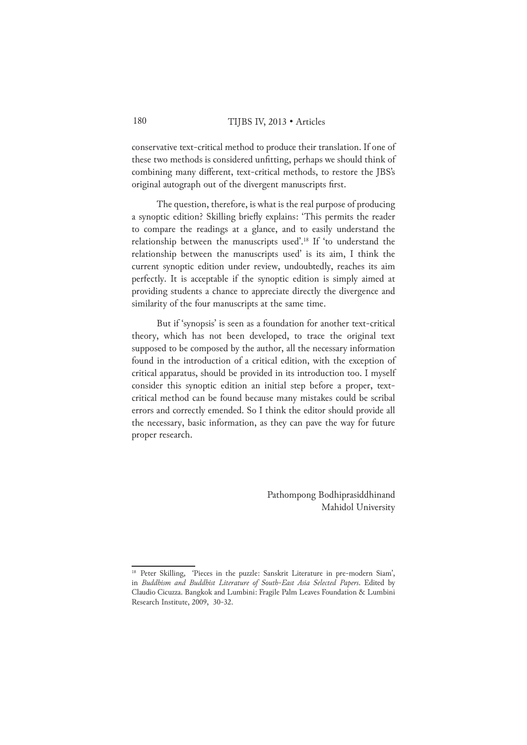conservative text-critical method to produce their translation. If one of these two methods is considered unfitting, perhaps we should think of combining many different, text-critical methods, to restore the JBS's original autograph out of the divergent manuscripts first.

The question, therefore, is what is the real purpose of producing a synoptic edition? Skilling briefly explains: 'This permits the reader to compare the readings at a glance, and to easily understand the relationship between the manuscripts used'.[18] If 'to understand the relationship between the manuscripts used' is its aim, I think the current synoptic edition under review, undoubtedly, reaches its aim perfectly. It is acceptable if the synoptic edition is simply aimed at providing students a chance to appreciate directly the divergence and similarity of the four manuscripts at the same time.

But if 'synopsis' is seen as a foundation for another text-critical theory, which has not been developed, to trace the original text supposed to be composed by the author, all the necessary information found in the introduction of a critical edition, with the exception of critical apparatus, should be provided in its introduction too. I myself consider this synoptic edition an initial step before a proper, text-critical method can be found because many mistakes could be scribal errors and correctly emended. So I think the editor should provide all the necessary, basic information, as they can pave the way for future proper research.

Pathompong Bodhiprasiddhinand
Mahidol University

[18] Peter Skilling, 'Pieces in the puzzle: Sanskrit Literature in pre-modern Siam', in *Buddhism and Buddhist Literature of South-East Asia Selected Papers*. Edited by Claudio Cicuzza. Bangkok and Lumbini: Fragile Palm Leaves Foundation & Lumbini Research Institute, 2009, 30-32.